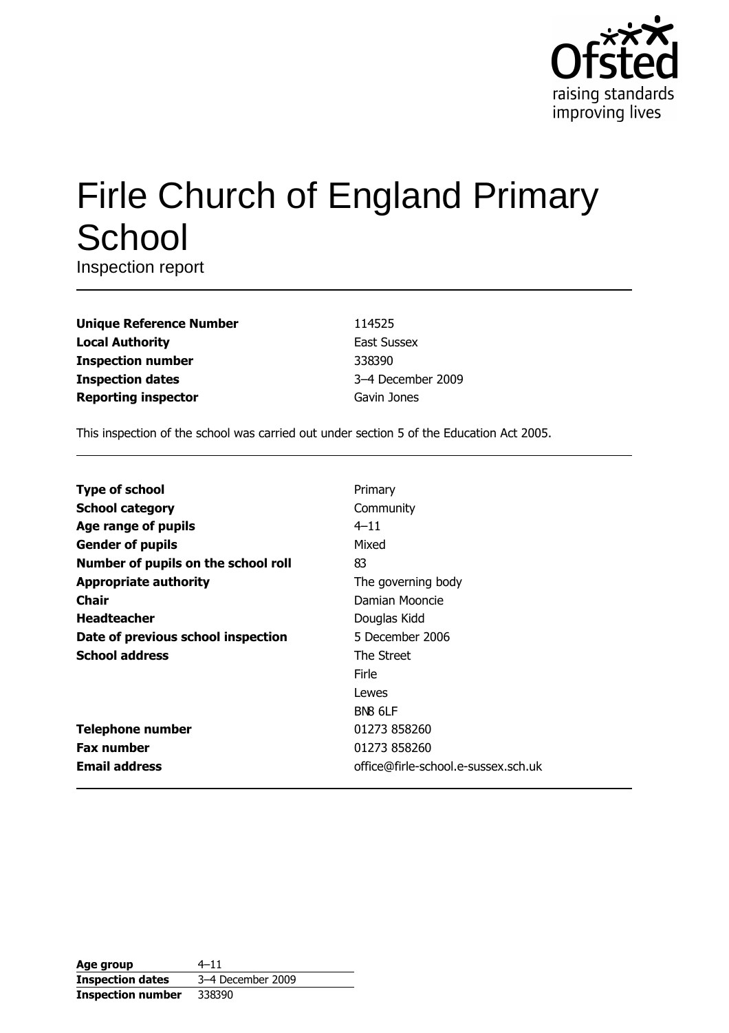Ofsted
raising standards
improving lives

# Firle Church of England Primary School

Inspection report

| | |
|---|---|
| **Unique Reference Number** | 114525 |
| **Local Authority** | East Sussex |
| **Inspection number** | 338390 |
| **Inspection dates** | 3–4 December 2009 |
| **Reporting inspector** | Gavin Jones |

This inspection of the school was carried out under section 5 of the Education Act 2005.

| | |
|---|---|
| **Type of school** | Primary |
| **School category** | Community |
| **Age range of pupils** | 4–11 |
| **Gender of pupils** | Mixed |
| **Number of pupils on the school roll** | 83 |
| **Appropriate authority** | The governing body |
| **Chair** | Damian Mooncie |
| **Headteacher** | Douglas Kidd |
| **Date of previous school inspection** | 5 December 2006 |
| **School address** | The Street<br>Firle<br>Lewes<br>BN8 6LF |
| **Telephone number** | 01273 858260 |
| **Fax number** | 01273 858260 |
| **Email address** | office@firle-school.e-sussex.sch.uk |

| | |
|---|---|
| **Age group** | 4–11 |
| **Inspection dates** | 3–4 December 2009 |
| **Inspection number** | 338390 |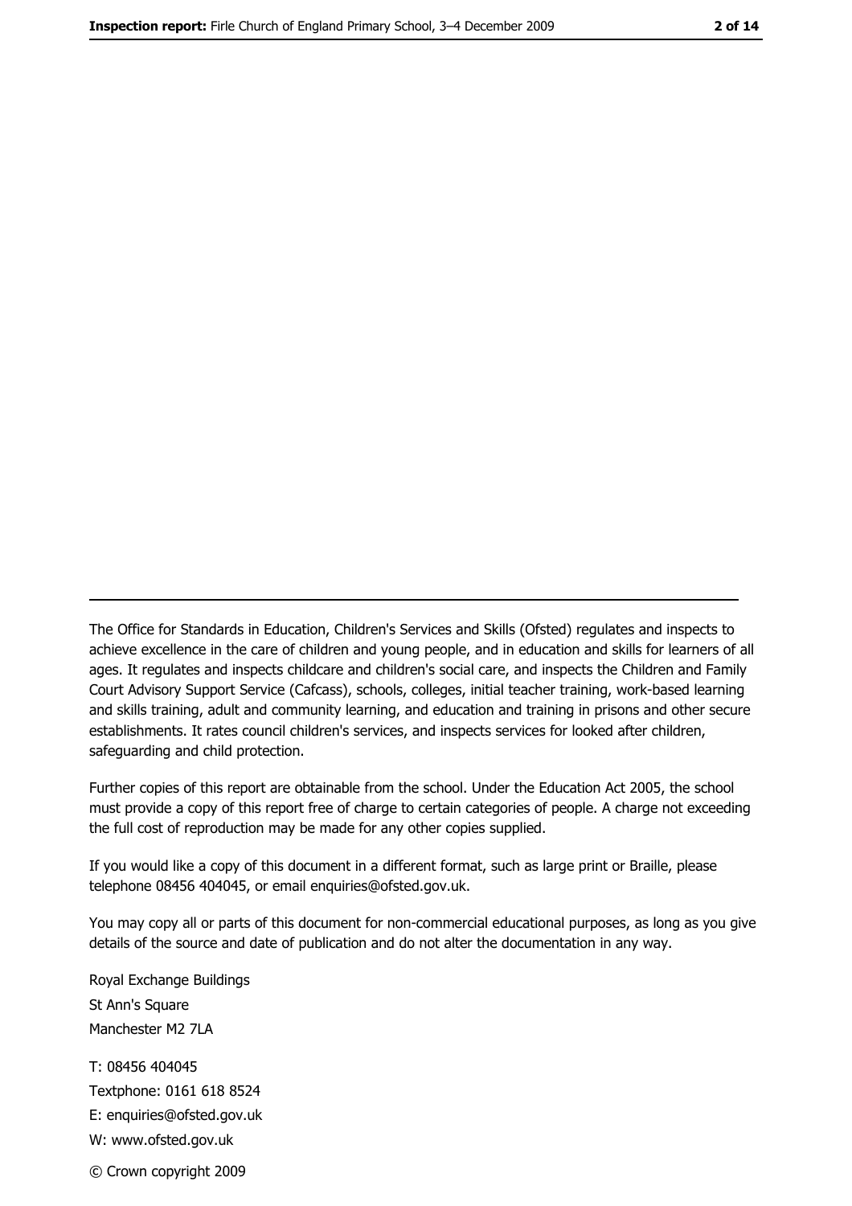---

The Office for Standards in Education, Children's Services and Skills (Ofsted) regulates and inspects to achieve excellence in the care of children and young people, and in education and skills for learners of all ages. It regulates and inspects childcare and children's social care, and inspects the Children and Family Court Advisory Support Service (Cafcass), schools, colleges, initial teacher training, work-based learning and skills training, adult and community learning, and education and training in prisons and other secure establishments. It rates council children's services, and inspects services for looked after children, safeguarding and child protection.

Further copies of this report are obtainable from the school. Under the Education Act 2005, the school must provide a copy of this report free of charge to certain categories of people. A charge not exceeding the full cost of reproduction may be made for any other copies supplied.

If you would like a copy of this document in a different format, such as large print or Braille, please telephone 08456 404045, or email enquiries@ofsted.gov.uk.

You may copy all or parts of this document for non-commercial educational purposes, as long as you give details of the source and date of publication and do not alter the documentation in any way.

Royal Exchange Buildings
St Ann's Square
Manchester M2 7LA

T: 08456 404045
Textphone: 0161 618 8524
E: enquiries@ofsted.gov.uk
W: www.ofsted.gov.uk

© Crown copyright 2009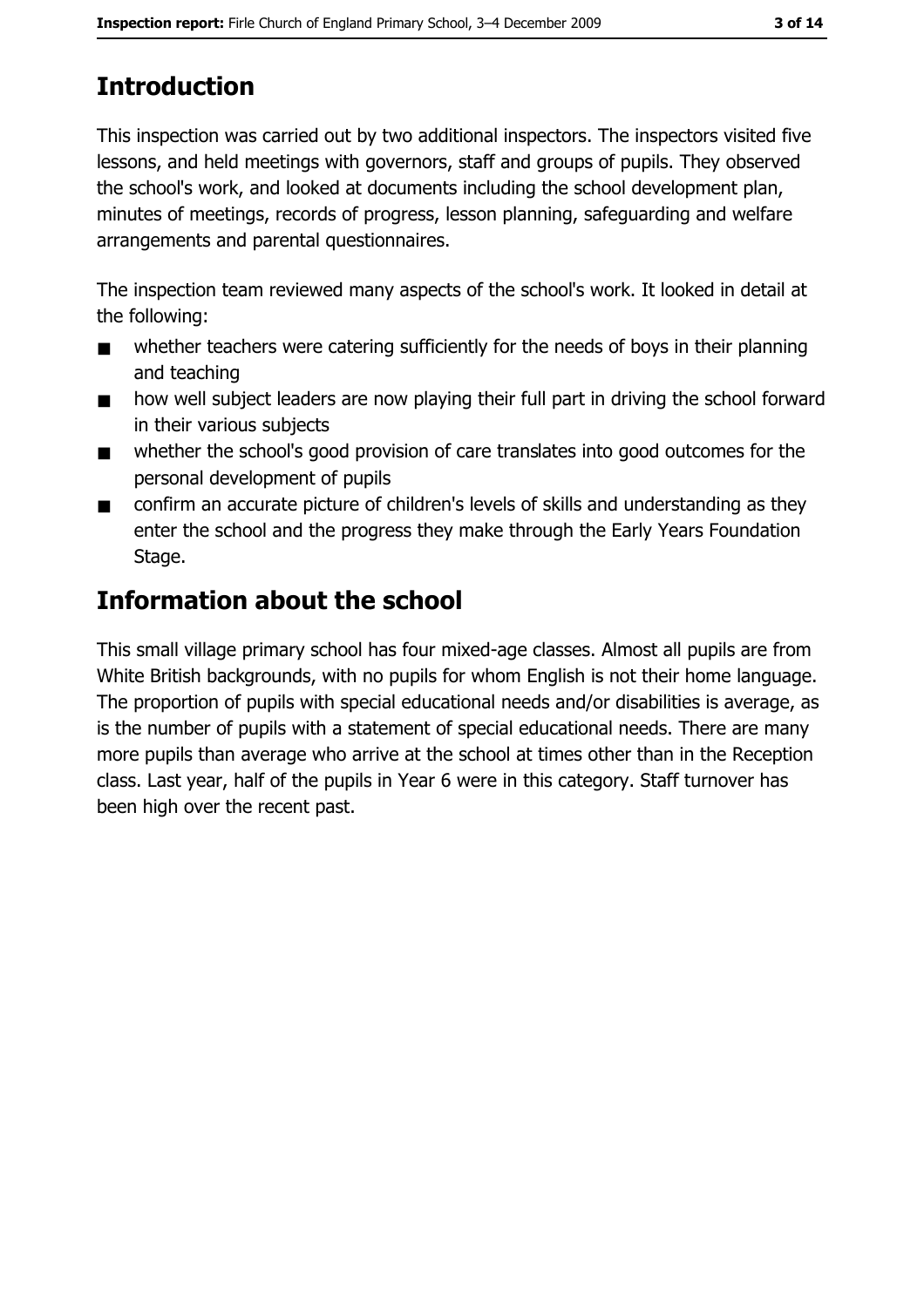## Introduction

This inspection was carried out by two additional inspectors. The inspectors visited five lessons, and held meetings with governors, staff and groups of pupils. They observed the school's work, and looked at documents including the school development plan, minutes of meetings, records of progress, lesson planning, safeguarding and welfare arrangements and parental questionnaires.

The inspection team reviewed many aspects of the school's work. It looked in detail at the following:

- whether teachers were catering sufficiently for the needs of boys in their planning and teaching
- how well subject leaders are now playing their full part in driving the school forward in their various subjects
- whether the school's good provision of care translates into good outcomes for the personal development of pupils
- confirm an accurate picture of children's levels of skills and understanding as they enter the school and the progress they make through the Early Years Foundation Stage.

## Information about the school

This small village primary school has four mixed-age classes. Almost all pupils are from White British backgrounds, with no pupils for whom English is not their home language. The proportion of pupils with special educational needs and/or disabilities is average, as is the number of pupils with a statement of special educational needs. There are many more pupils than average who arrive at the school at times other than in the Reception class. Last year, half of the pupils in Year 6 were in this category. Staff turnover has been high over the recent past.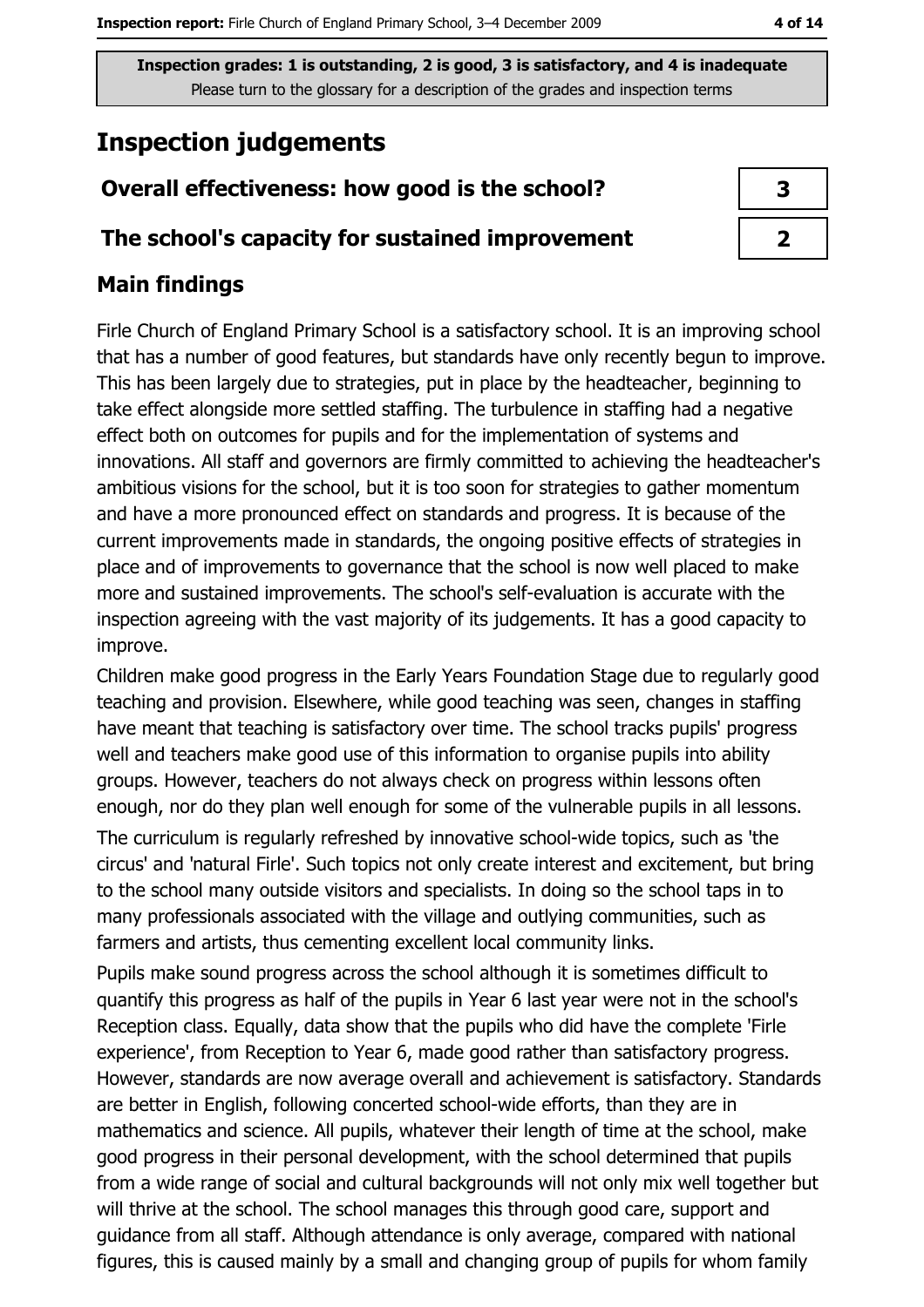**Inspection grades: 1 is outstanding, 2 is good, 3 is satisfactory, and 4 is inadequate**
Please turn to the glossary for a description of the grades and inspection terms

# Inspection judgements

| | |
|---|---|
| **Overall effectiveness: how good is the school?** | **3** |
| **The school's capacity for sustained improvement** | **2** |

## Main findings

Firle Church of England Primary School is a satisfactory school. It is an improving school that has a number of good features, but standards have only recently begun to improve. This has been largely due to strategies, put in place by the headteacher, beginning to take effect alongside more settled staffing. The turbulence in staffing had a negative effect both on outcomes for pupils and for the implementation of systems and innovations. All staff and governors are firmly committed to achieving the headteacher's ambitious visions for the school, but it is too soon for strategies to gather momentum and have a more pronounced effect on standards and progress. It is because of the current improvements made in standards, the ongoing positive effects of strategies in place and of improvements to governance that the school is now well placed to make more and sustained improvements. The school's self-evaluation is accurate with the inspection agreeing with the vast majority of its judgements. It has a good capacity to improve.

Children make good progress in the Early Years Foundation Stage due to regularly good teaching and provision. Elsewhere, while good teaching was seen, changes in staffing have meant that teaching is satisfactory over time. The school tracks pupils' progress well and teachers make good use of this information to organise pupils into ability groups. However, teachers do not always check on progress within lessons often enough, nor do they plan well enough for some of the vulnerable pupils in all lessons.

The curriculum is regularly refreshed by innovative school-wide topics, such as 'the circus' and 'natural Firle'. Such topics not only create interest and excitement, but bring to the school many outside visitors and specialists. In doing so the school taps in to many professionals associated with the village and outlying communities, such as farmers and artists, thus cementing excellent local community links.

Pupils make sound progress across the school although it is sometimes difficult to quantify this progress as half of the pupils in Year 6 last year were not in the school's Reception class. Equally, data show that the pupils who did have the complete 'Firle experience', from Reception to Year 6, made good rather than satisfactory progress. However, standards are now average overall and achievement is satisfactory. Standards are better in English, following concerted school-wide efforts, than they are in mathematics and science. All pupils, whatever their length of time at the school, make good progress in their personal development, with the school determined that pupils from a wide range of social and cultural backgrounds will not only mix well together but will thrive at the school. The school manages this through good care, support and guidance from all staff. Although attendance is only average, compared with national figures, this is caused mainly by a small and changing group of pupils for whom family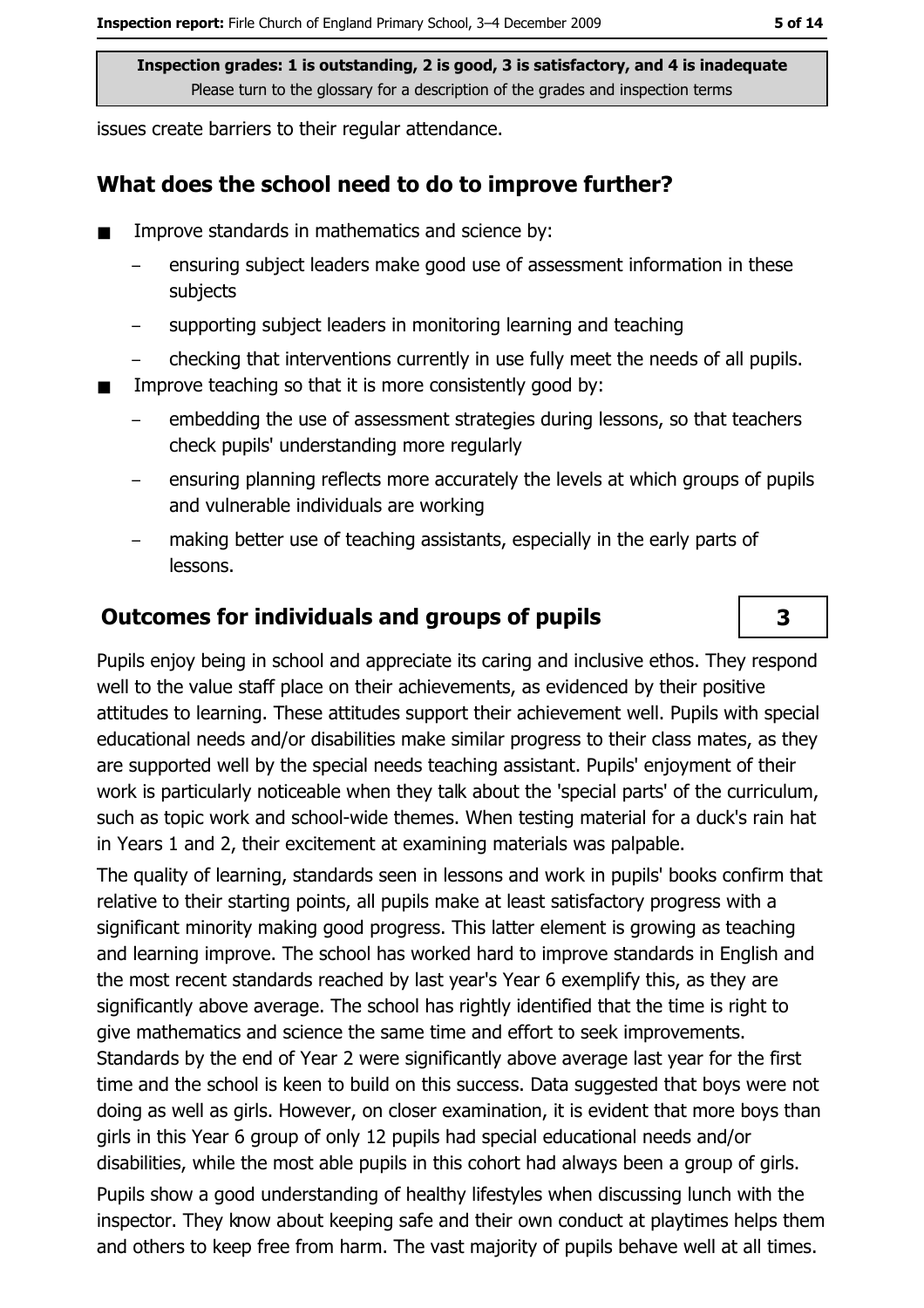issues create barriers to their regular attendance.

## What does the school need to do to improve further?

- Improve standards in mathematics and science by:
  - ensuring subject leaders make good use of assessment information in these subjects
  - supporting subject leaders in monitoring learning and teaching
  - checking that interventions currently in use fully meet the needs of all pupils.
- Improve teaching so that it is more consistently good by:
  - embedding the use of assessment strategies during lessons, so that teachers check pupils' understanding more regularly
  - ensuring planning reflects more accurately the levels at which groups of pupils and vulnerable individuals are working
  - making better use of teaching assistants, especially in the early parts of lessons.

## Outcomes for individuals and groups of pupils — 3

Pupils enjoy being in school and appreciate its caring and inclusive ethos. They respond well to the value staff place on their achievements, as evidenced by their positive attitudes to learning. These attitudes support their achievement well. Pupils with special educational needs and/or disabilities make similar progress to their class mates, as they are supported well by the special needs teaching assistant. Pupils' enjoyment of their work is particularly noticeable when they talk about the 'special parts' of the curriculum, such as topic work and school-wide themes. When testing material for a duck's rain hat in Years 1 and 2, their excitement at examining materials was palpable.

The quality of learning, standards seen in lessons and work in pupils' books confirm that relative to their starting points, all pupils make at least satisfactory progress with a significant minority making good progress. This latter element is growing as teaching and learning improve. The school has worked hard to improve standards in English and the most recent standards reached by last year's Year 6 exemplify this, as they are significantly above average. The school has rightly identified that the time is right to give mathematics and science the same time and effort to seek improvements. Standards by the end of Year 2 were significantly above average last year for the first time and the school is keen to build on this success. Data suggested that boys were not doing as well as girls. However, on closer examination, it is evident that more boys than girls in this Year 6 group of only 12 pupils had special educational needs and/or disabilities, while the most able pupils in this cohort had always been a group of girls.

Pupils show a good understanding of healthy lifestyles when discussing lunch with the inspector. They know about keeping safe and their own conduct at playtimes helps them and others to keep free from harm. The vast majority of pupils behave well at all times.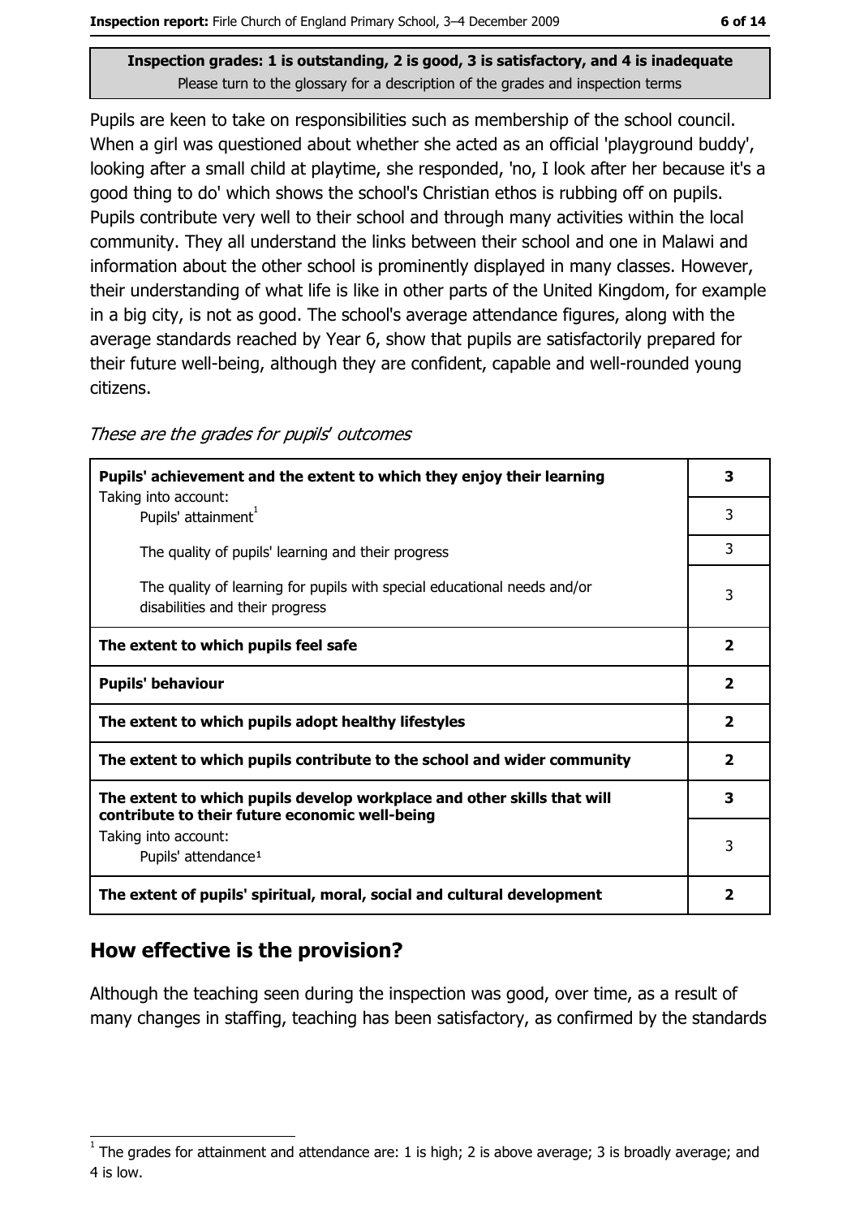**Inspection grades: 1 is outstanding, 2 is good, 3 is satisfactory, and 4 is inadequate**
Please turn to the glossary for a description of the grades and inspection terms

Pupils are keen to take on responsibilities such as membership of the school council. When a girl was questioned about whether she acted as an official 'playground buddy', looking after a small child at playtime, she responded, 'no, I look after her because it's a good thing to do' which shows the school's Christian ethos is rubbing off on pupils. Pupils contribute very well to their school and through many activities within the local community. They all understand the links between their school and one in Malawi and information about the other school is prominently displayed in many classes. However, their understanding of what life is like in other parts of the United Kingdom, for example in a big city, is not as good. The school's average attendance figures, along with the average standards reached by Year 6, show that pupils are satisfactorily prepared for their future well-being, although they are confident, capable and well-rounded young citizens.

*These are the grades for pupils' outcomes*

| | |
|---|---|
| **Pupils' achievement and the extent to which they enjoy their learning** | **3** |
| Taking into account: Pupils' attainment[1] | 3 |
| The quality of pupils' learning and their progress | 3 |
| The quality of learning for pupils with special educational needs and/or disabilities and their progress | 3 |
| **The extent to which pupils feel safe** | **2** |
| **Pupils' behaviour** | **2** |
| **The extent to which pupils adopt healthy lifestyles** | **2** |
| **The extent to which pupils contribute to the school and wider community** | **2** |
| **The extent to which pupils develop workplace and other skills that will contribute to their future economic well-being** | **3** |
| Taking into account: Pupils' attendance[1] | 3 |
| **The extent of pupils' spiritual, moral, social and cultural development** | **2** |

## How effective is the provision?

Although the teaching seen during the inspection was good, over time, as a result of many changes in staffing, teaching has been satisfactory, as confirmed by the standards

[1] The grades for attainment and attendance are: 1 is high; 2 is above average; 3 is broadly average; and 4 is low.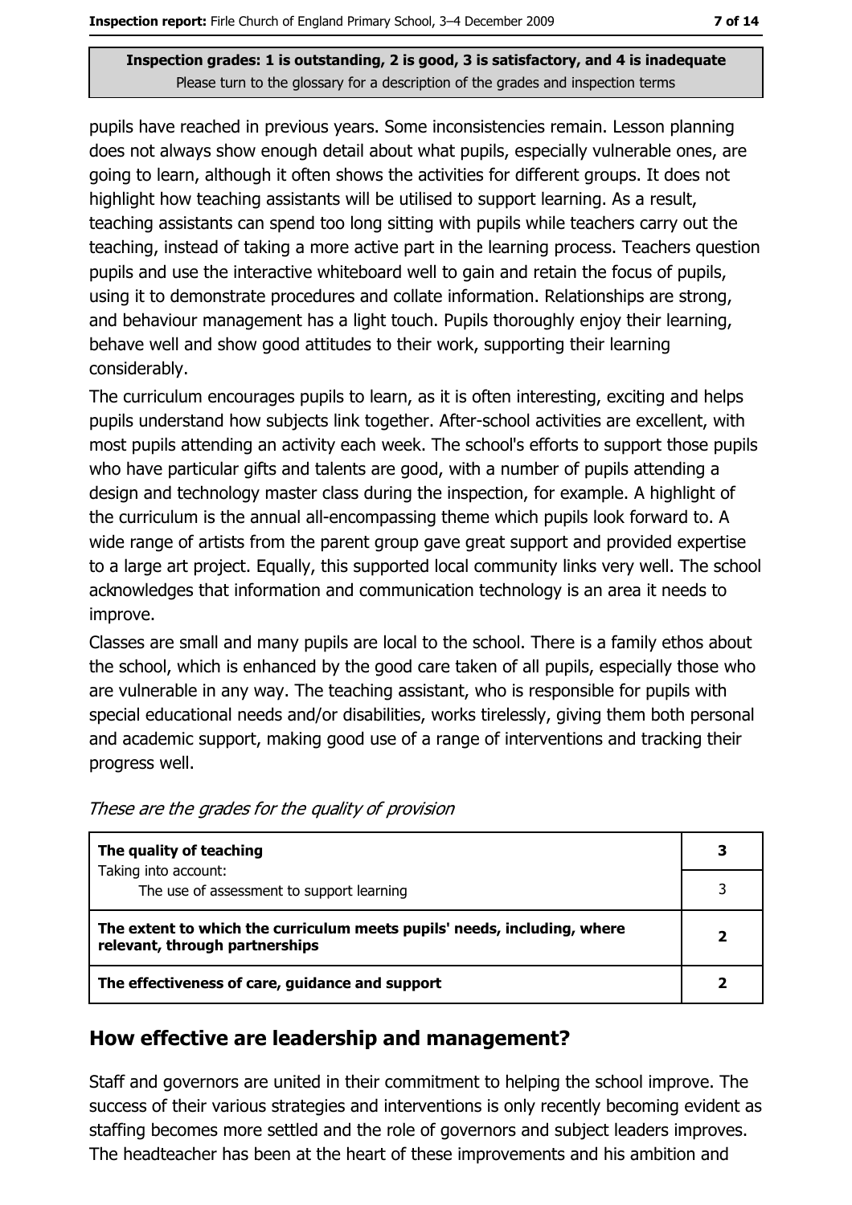pupils have reached in previous years. Some inconsistencies remain. Lesson planning does not always show enough detail about what pupils, especially vulnerable ones, are going to learn, although it often shows the activities for different groups. It does not highlight how teaching assistants will be utilised to support learning. As a result, teaching assistants can spend too long sitting with pupils while teachers carry out the teaching, instead of taking a more active part in the learning process. Teachers question pupils and use the interactive whiteboard well to gain and retain the focus of pupils, using it to demonstrate procedures and collate information. Relationships are strong, and behaviour management has a light touch. Pupils thoroughly enjoy their learning, behave well and show good attitudes to their work, supporting their learning considerably.

The curriculum encourages pupils to learn, as it is often interesting, exciting and helps pupils understand how subjects link together. After-school activities are excellent, with most pupils attending an activity each week. The school's efforts to support those pupils who have particular gifts and talents are good, with a number of pupils attending a design and technology master class during the inspection, for example. A highlight of the curriculum is the annual all-encompassing theme which pupils look forward to. A wide range of artists from the parent group gave great support and provided expertise to a large art project. Equally, this supported local community links very well. The school acknowledges that information and communication technology is an area it needs to improve.

Classes are small and many pupils are local to the school. There is a family ethos about the school, which is enhanced by the good care taken of all pupils, especially those who are vulnerable in any way. The teaching assistant, who is responsible for pupils with special educational needs and/or disabilities, works tirelessly, giving them both personal and academic support, making good use of a range of interventions and tracking their progress well.

*These are the grades for the quality of provision*

| | |
|---|---|
| **The quality of teaching**<br>Taking into account: | **3** |
| The use of assessment to support learning | 3 |
| **The extent to which the curriculum meets pupils' needs, including, where relevant, through partnerships** | **2** |
| **The effectiveness of care, guidance and support** | **2** |

## How effective are leadership and management?

Staff and governors are united in their commitment to helping the school improve. The success of their various strategies and interventions is only recently becoming evident as staffing becomes more settled and the role of governors and subject leaders improves. The headteacher has been at the heart of these improvements and his ambition and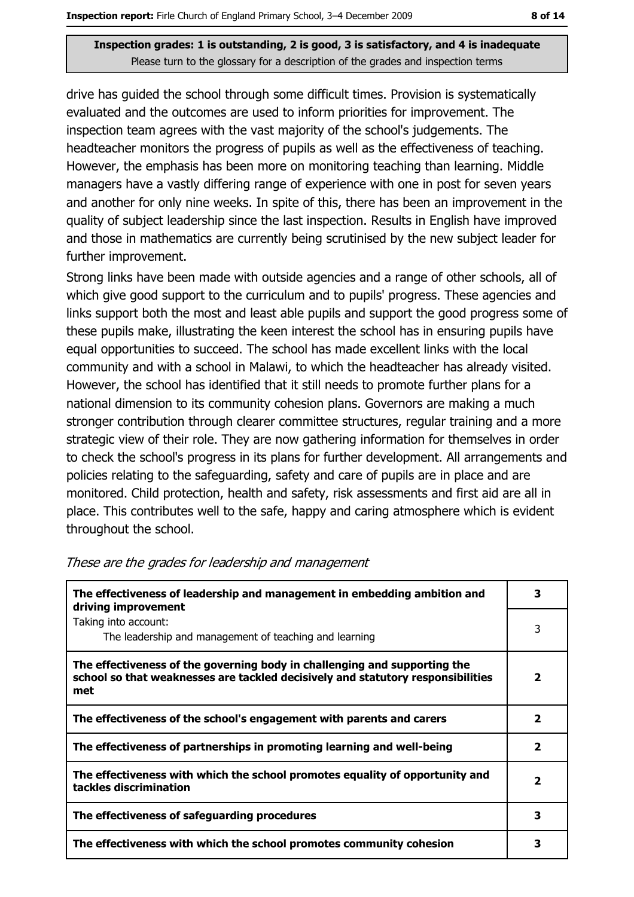**Inspection grades: 1 is outstanding, 2 is good, 3 is satisfactory, and 4 is inadequate**
Please turn to the glossary for a description of the grades and inspection terms

drive has guided the school through some difficult times. Provision is systematically evaluated and the outcomes are used to inform priorities for improvement. The inspection team agrees with the vast majority of the school's judgements. The headteacher monitors the progress of pupils as well as the effectiveness of teaching. However, the emphasis has been more on monitoring teaching than learning. Middle managers have a vastly differing range of experience with one in post for seven years and another for only nine weeks. In spite of this, there has been an improvement in the quality of subject leadership since the last inspection. Results in English have improved and those in mathematics are currently being scrutinised by the new subject leader for further improvement.

Strong links have been made with outside agencies and a range of other schools, all of which give good support to the curriculum and to pupils' progress. These agencies and links support both the most and least able pupils and support the good progress some of these pupils make, illustrating the keen interest the school has in ensuring pupils have equal opportunities to succeed. The school has made excellent links with the local community and with a school in Malawi, to which the headteacher has already visited. However, the school has identified that it still needs to promote further plans for a national dimension to its community cohesion plans. Governors are making a much stronger contribution through clearer committee structures, regular training and a more strategic view of their role. They are now gathering information for themselves in order to check the school's progress in its plans for further development. All arrangements and policies relating to the safeguarding, safety and care of pupils are in place and are monitored. Child protection, health and safety, risk assessments and first aid are all in place. This contributes well to the safe, happy and caring atmosphere which is evident throughout the school.

*These are the grades for leadership and management*

| | |
|---|---|
| **The effectiveness of leadership and management in embedding ambition and driving improvement** | **3** |
| Taking into account: The leadership and management of teaching and learning | 3 |
| **The effectiveness of the governing body in challenging and supporting the school so that weaknesses are tackled decisively and statutory responsibilities met** | **2** |
| **The effectiveness of the school's engagement with parents and carers** | **2** |
| **The effectiveness of partnerships in promoting learning and well-being** | **2** |
| **The effectiveness with which the school promotes equality of opportunity and tackles discrimination** | **2** |
| **The effectiveness of safeguarding procedures** | **3** |
| **The effectiveness with which the school promotes community cohesion** | **3** |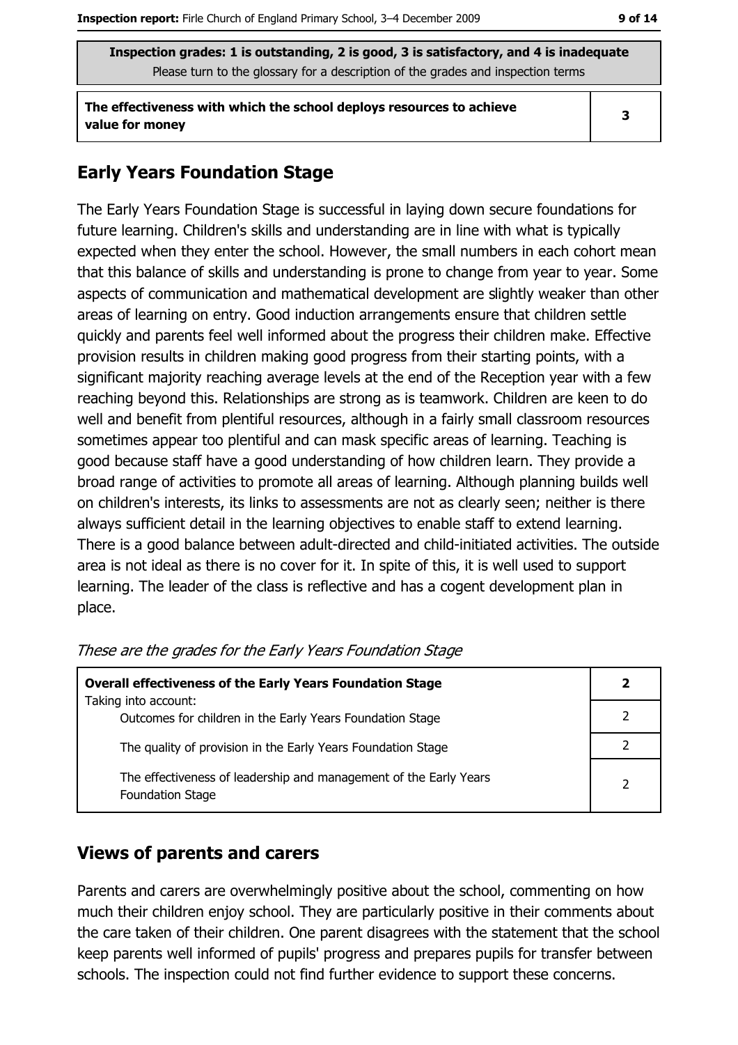**Inspection grades: 1 is outstanding, 2 is good, 3 is satisfactory, and 4 is inadequate**
Please turn to the glossary for a description of the grades and inspection terms

| The effectiveness with which the school deploys resources to achieve value for money | 3 |
| --- | --- |

## Early Years Foundation Stage

The Early Years Foundation Stage is successful in laying down secure foundations for future learning. Children's skills and understanding are in line with what is typically expected when they enter the school. However, the small numbers in each cohort mean that this balance of skills and understanding is prone to change from year to year. Some aspects of communication and mathematical development are slightly weaker than other areas of learning on entry. Good induction arrangements ensure that children settle quickly and parents feel well informed about the progress their children make. Effective provision results in children making good progress from their starting points, with a significant majority reaching average levels at the end of the Reception year with a few reaching beyond this. Relationships are strong as is teamwork. Children are keen to do well and benefit from plentiful resources, although in a fairly small classroom resources sometimes appear too plentiful and can mask specific areas of learning. Teaching is good because staff have a good understanding of how children learn. They provide a broad range of activities to promote all areas of learning. Although planning builds well on children's interests, its links to assessments are not as clearly seen; neither is there always sufficient detail in the learning objectives to enable staff to extend learning. There is a good balance between adult-directed and child-initiated activities. The outside area is not ideal as there is no cover for it. In spite of this, it is well used to support learning. The leader of the class is reflective and has a cogent development plan in place.

*These are the grades for the Early Years Foundation Stage*

| **Overall effectiveness of the Early Years Foundation Stage** Taking into account: | **2** |
| --- | --- |
| Outcomes for children in the Early Years Foundation Stage | 2 |
| The quality of provision in the Early Years Foundation Stage | 2 |
| The effectiveness of leadership and management of the Early Years Foundation Stage | 2 |

## Views of parents and carers

Parents and carers are overwhelmingly positive about the school, commenting on how much their children enjoy school. They are particularly positive in their comments about the care taken of their children. One parent disagrees with the statement that the school keep parents well informed of pupils' progress and prepares pupils for transfer between schools. The inspection could not find further evidence to support these concerns.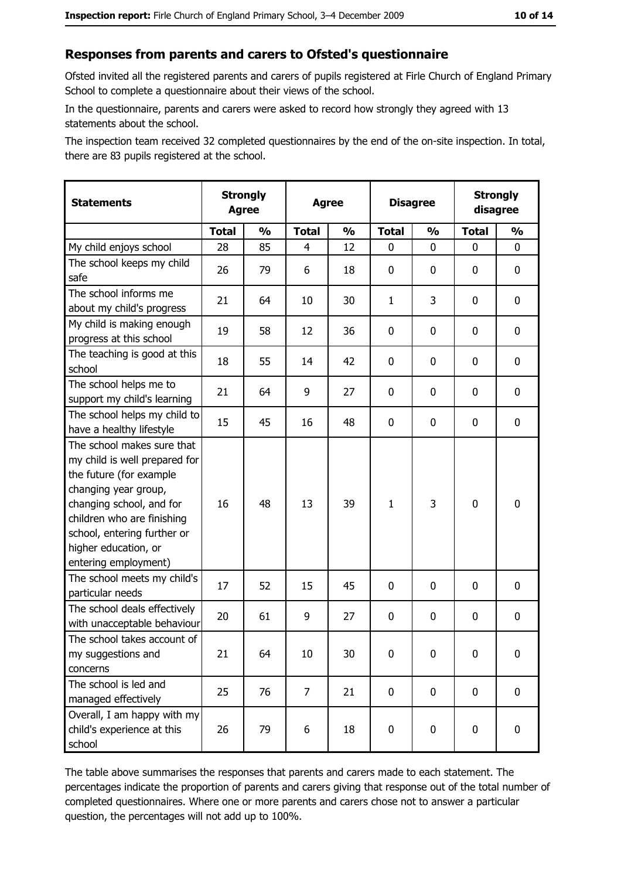## Responses from parents and carers to Ofsted's questionnaire

Ofsted invited all the registered parents and carers of pupils registered at Firle Church of England Primary School to complete a questionnaire about their views of the school.

In the questionnaire, parents and carers were asked to record how strongly they agreed with 13 statements about the school.

The inspection team received 32 completed questionnaires by the end of the on-site inspection. In total, there are 83 pupils registered at the school.

| Statements | Strongly Agree | | Agree | | Disagree | | Strongly disagree | |
|---|---|---|---|---|---|---|---|---|
| | Total | % | Total | % | Total | % | Total | % |
| My child enjoys school | 28 | 85 | 4 | 12 | 0 | 0 | 0 | 0 |
| The school keeps my child safe | 26 | 79 | 6 | 18 | 0 | 0 | 0 | 0 |
| The school informs me about my child's progress | 21 | 64 | 10 | 30 | 1 | 3 | 0 | 0 |
| My child is making enough progress at this school | 19 | 58 | 12 | 36 | 0 | 0 | 0 | 0 |
| The teaching is good at this school | 18 | 55 | 14 | 42 | 0 | 0 | 0 | 0 |
| The school helps me to support my child's learning | 21 | 64 | 9 | 27 | 0 | 0 | 0 | 0 |
| The school helps my child to have a healthy lifestyle | 15 | 45 | 16 | 48 | 0 | 0 | 0 | 0 |
| The school makes sure that my child is well prepared for the future (for example changing year group, changing school, and for children who are finishing school, entering further or higher education, or entering employment) | 16 | 48 | 13 | 39 | 1 | 3 | 0 | 0 |
| The school meets my child's particular needs | 17 | 52 | 15 | 45 | 0 | 0 | 0 | 0 |
| The school deals effectively with unacceptable behaviour | 20 | 61 | 9 | 27 | 0 | 0 | 0 | 0 |
| The school takes account of my suggestions and concerns | 21 | 64 | 10 | 30 | 0 | 0 | 0 | 0 |
| The school is led and managed effectively | 25 | 76 | 7 | 21 | 0 | 0 | 0 | 0 |
| Overall, I am happy with my child's experience at this school | 26 | 79 | 6 | 18 | 0 | 0 | 0 | 0 |

The table above summarises the responses that parents and carers made to each statement. The percentages indicate the proportion of parents and carers giving that response out of the total number of completed questionnaires. Where one or more parents and carers chose not to answer a particular question, the percentages will not add up to 100%.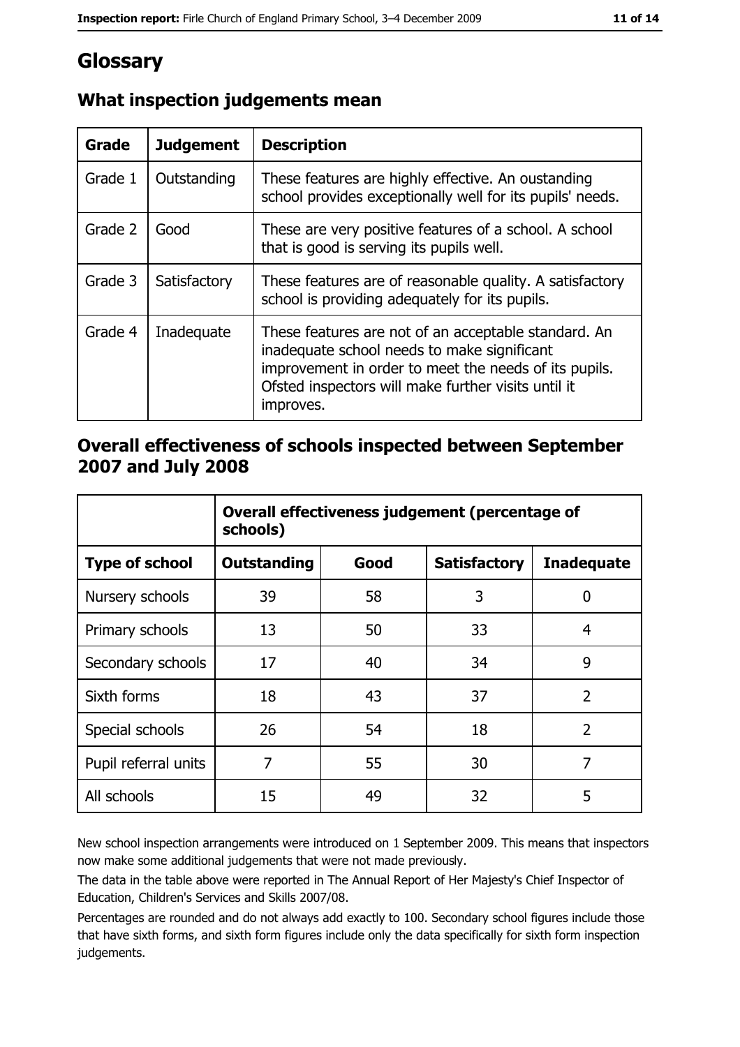# Glossary

## What inspection judgements mean

| Grade | Judgement | Description |
|---|---|---|
| Grade 1 | Outstanding | These features are highly effective. An oustanding school provides exceptionally well for its pupils' needs. |
| Grade 2 | Good | These are very positive features of a school. A school that is good is serving its pupils well. |
| Grade 3 | Satisfactory | These features are of reasonable quality. A satisfactory school is providing adequately for its pupils. |
| Grade 4 | Inadequate | These features are not of an acceptable standard. An inadequate school needs to make significant improvement in order to meet the needs of its pupils. Ofsted inspectors will make further visits until it improves. |

## Overall effectiveness of schools inspected between September 2007 and July 2008

| | Overall effectiveness judgement (percentage of schools) | | | |
|---|---|---|---|---|
| **Type of school** | **Outstanding** | **Good** | **Satisfactory** | **Inadequate** |
| Nursery schools | 39 | 58 | 3 | 0 |
| Primary schools | 13 | 50 | 33 | 4 |
| Secondary schools | 17 | 40 | 34 | 9 |
| Sixth forms | 18 | 43 | 37 | 2 |
| Special schools | 26 | 54 | 18 | 2 |
| Pupil referral units | 7 | 55 | 30 | 7 |
| All schools | 15 | 49 | 32 | 5 |

New school inspection arrangements were introduced on 1 September 2009. This means that inspectors now make some additional judgements that were not made previously.

The data in the table above were reported in The Annual Report of Her Majesty's Chief Inspector of Education, Children's Services and Skills 2007/08.

Percentages are rounded and do not always add exactly to 100. Secondary school figures include those that have sixth forms, and sixth form figures include only the data specifically for sixth form inspection judgements.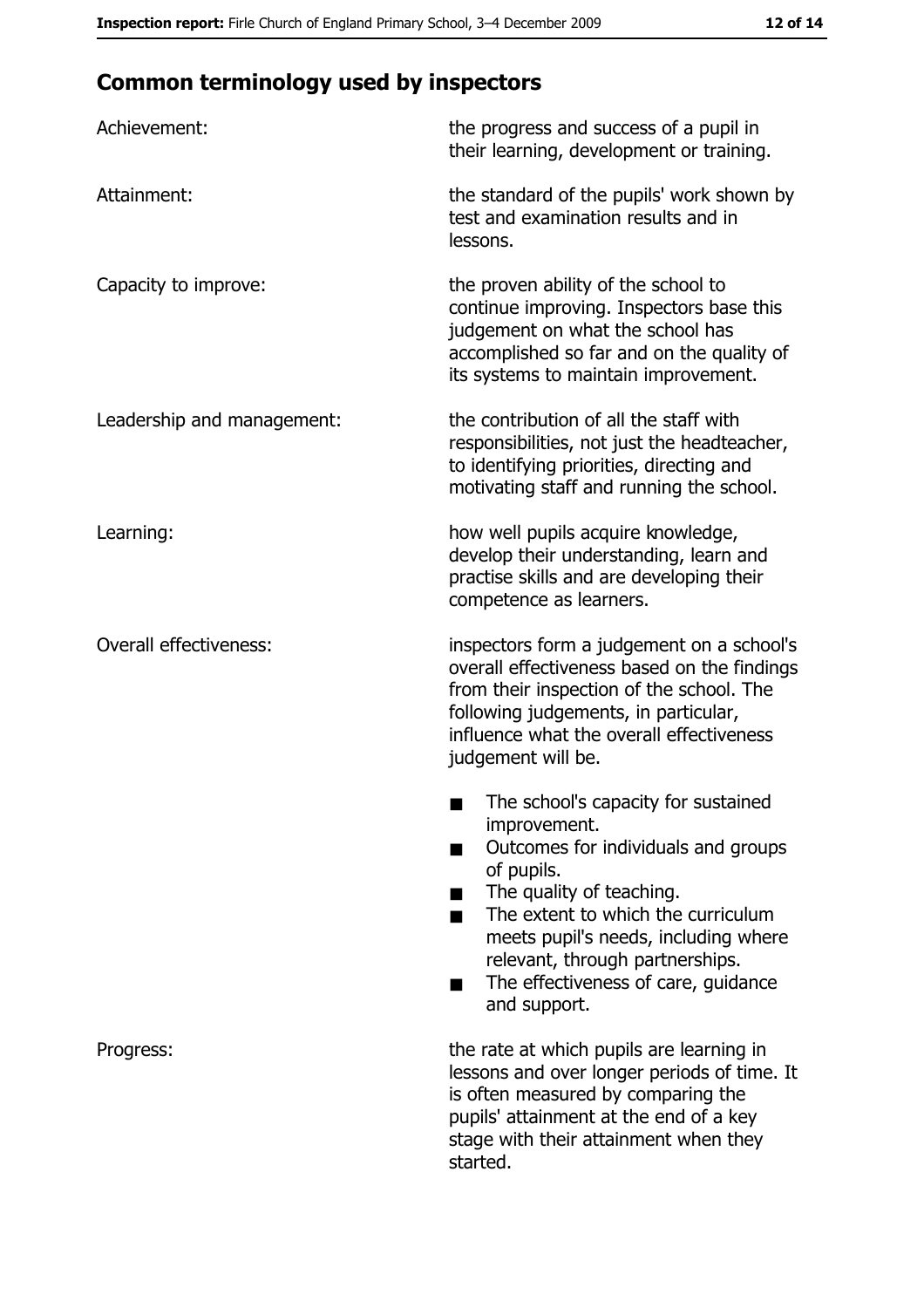## Common terminology used by inspectors

| | |
|---|---|
| Achievement: | the progress and success of a pupil in their learning, development or training. |
| Attainment: | the standard of the pupils' work shown by test and examination results and in lessons. |
| Capacity to improve: | the proven ability of the school to continue improving. Inspectors base this judgement on what the school has accomplished so far and on the quality of its systems to maintain improvement. |
| Leadership and management: | the contribution of all the staff with responsibilities, not just the headteacher, to identifying priorities, directing and motivating staff and running the school. |
| Learning: | how well pupils acquire knowledge, develop their understanding, learn and practise skills and are developing their competence as learners. |
| Overall effectiveness: | inspectors form a judgement on a school's overall effectiveness based on the findings from their inspection of the school. The following judgements, in particular, influence what the overall effectiveness judgement will be. <br>■ The school's capacity for sustained improvement. <br>■ Outcomes for individuals and groups of pupils. <br>■ The quality of teaching. <br>■ The extent to which the curriculum meets pupil's needs, including where relevant, through partnerships. <br>■ The effectiveness of care, guidance and support. |
| Progress: | the rate at which pupils are learning in lessons and over longer periods of time. It is often measured by comparing the pupils' attainment at the end of a key stage with their attainment when they started. |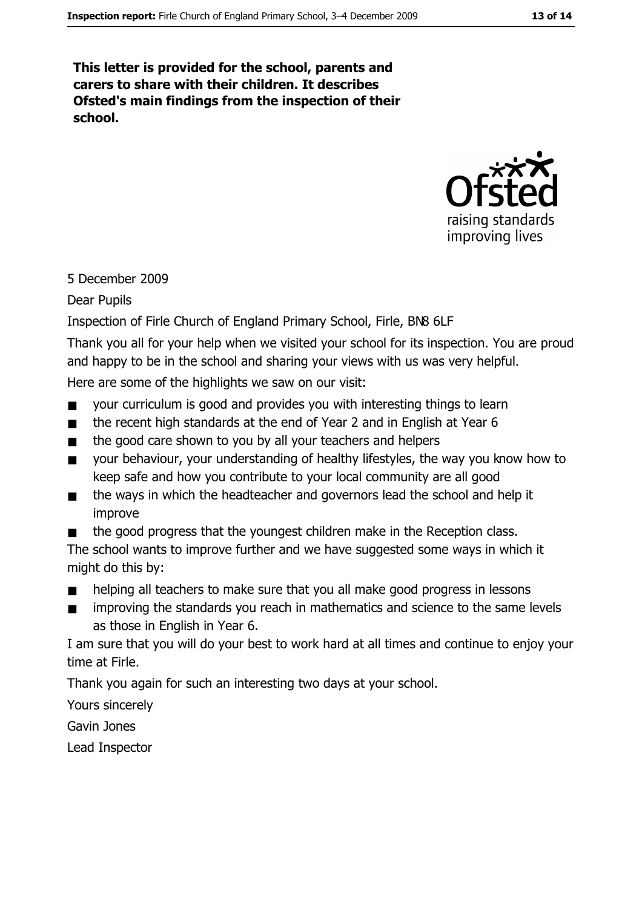**This letter is provided for the school, parents and carers to share with their children. It describes Ofsted's main findings from the inspection of their school.**

5 December 2009

Dear Pupils

Inspection of Firle Church of England Primary School, Firle, BN8 6LF

Thank you all for your help when we visited your school for its inspection. You are proud and happy to be in the school and sharing your views with us was very helpful.

Here are some of the highlights we saw on our visit:

- your curriculum is good and provides you with interesting things to learn
- the recent high standards at the end of Year 2 and in English at Year 6
- the good care shown to you by all your teachers and helpers
- your behaviour, your understanding of healthy lifestyles, the way you know how to keep safe and how you contribute to your local community are all good
- the ways in which the headteacher and governors lead the school and help it improve
- the good progress that the youngest children make in the Reception class.

The school wants to improve further and we have suggested some ways in which it might do this by:

- helping all teachers to make sure that you all make good progress in lessons
- improving the standards you reach in mathematics and science to the same levels as those in English in Year 6.

I am sure that you will do your best to work hard at all times and continue to enjoy your time at Firle.

Thank you again for such an interesting two days at your school.

Yours sincerely

Gavin Jones

Lead Inspector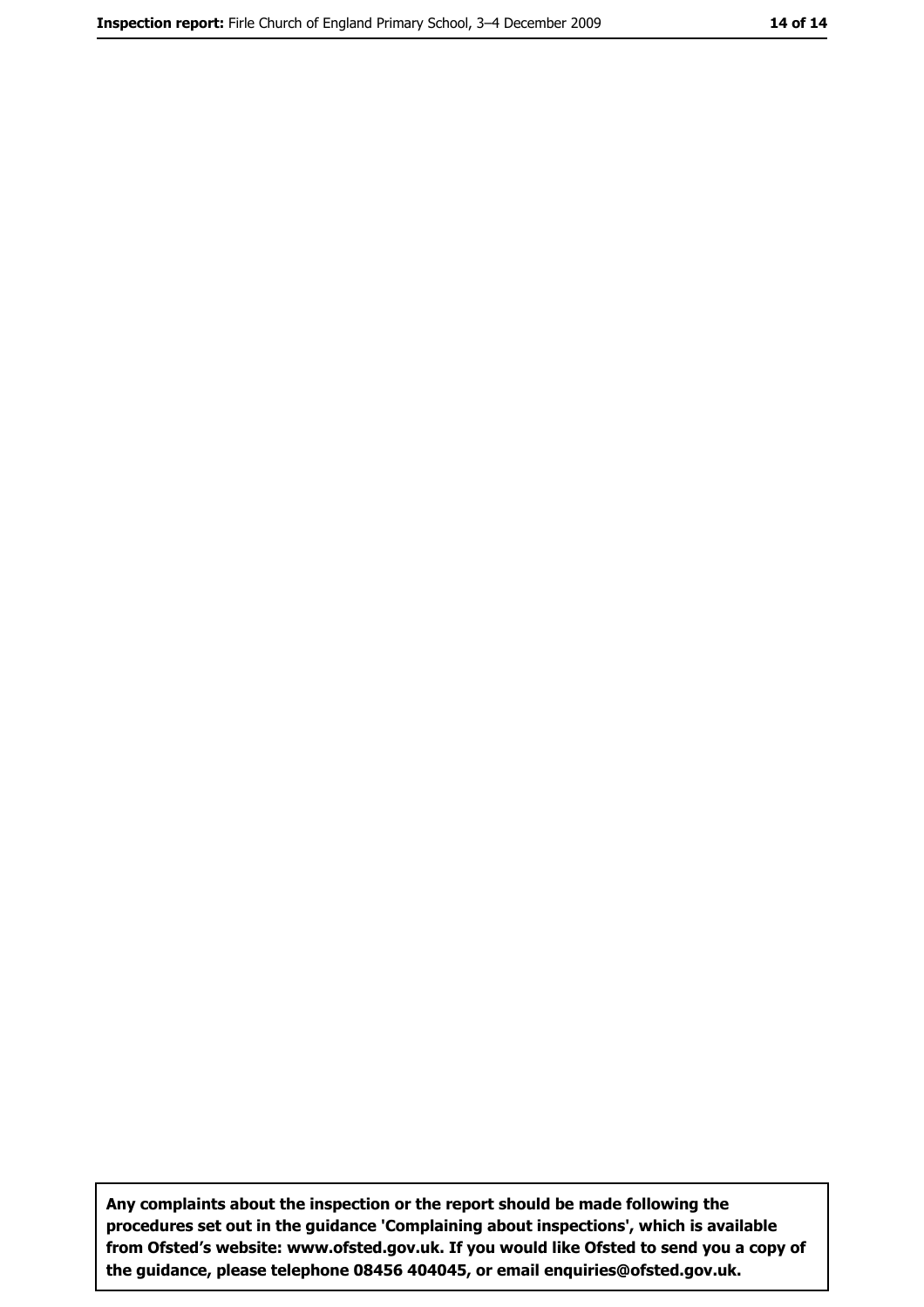**Any complaints about the inspection or the report should be made following the procedures set out in the guidance 'Complaining about inspections', which is available from Ofsted's website: www.ofsted.gov.uk. If you would like Ofsted to send you a copy of the guidance, please telephone 08456 404045, or email enquiries@ofsted.gov.uk.**